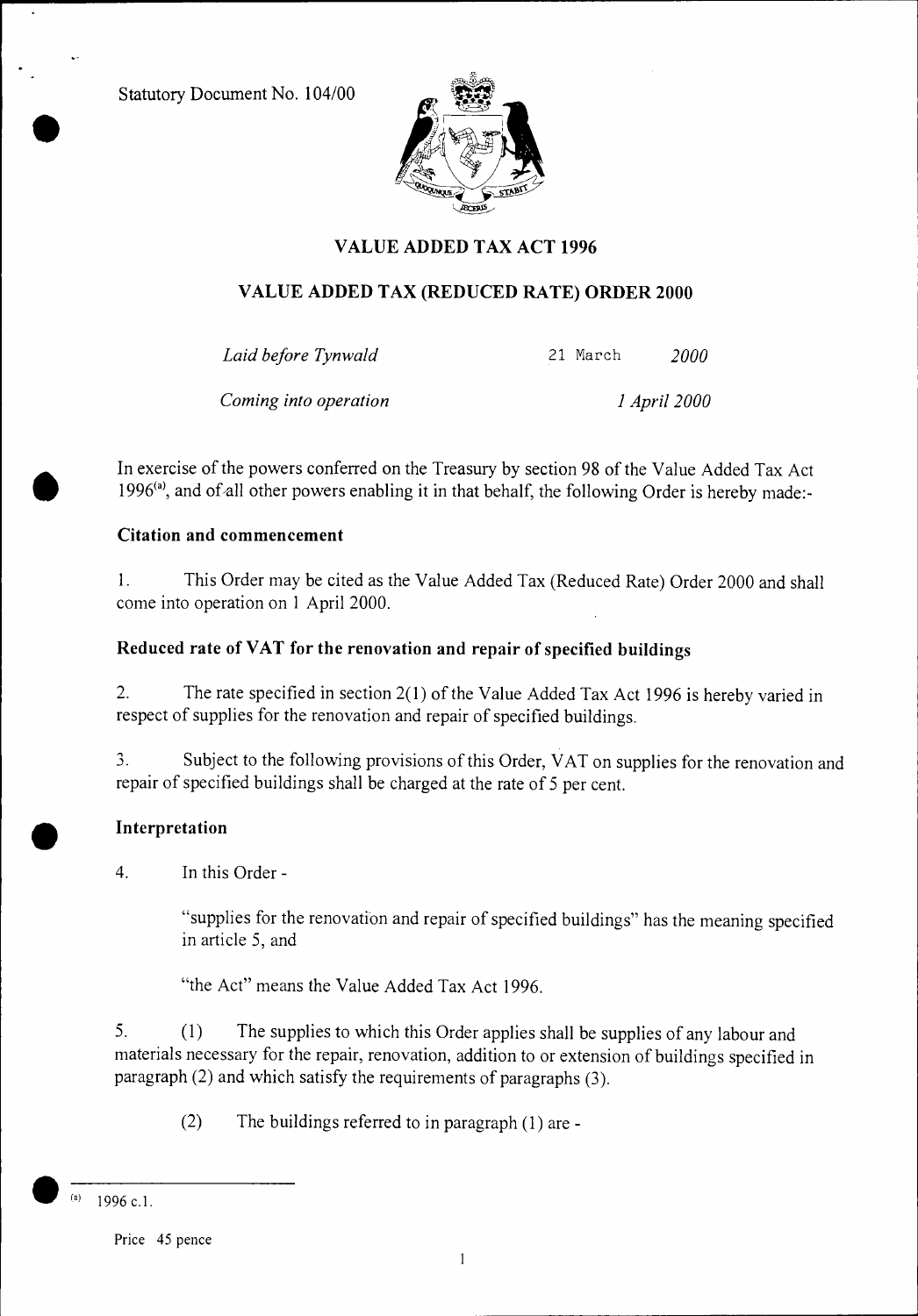Statutory Document No. 104/00

# VALUE ADDED TAX ACT 1996

## VALUE ADDED TAX (REDUCED RATE) ORDER 2000

| | |
|---|---|
| *Laid before Tynwald* | 21 March *2000* |
| *Coming into operation* | *1 April 2000* |

In exercise of the powers conferred on the Treasury by section 98 of the Value Added Tax Act 1996[(a)], and of all other powers enabling it in that behalf, the following Order is hereby made:-

### Citation and commencement

1. This Order may be cited as the Value Added Tax (Reduced Rate) Order 2000 and shall come into operation on 1 April 2000.

### Reduced rate of VAT for the renovation and repair of specified buildings

2. The rate specified in section 2(1) of the Value Added Tax Act 1996 is hereby varied in respect of supplies for the renovation and repair of specified buildings.

3. Subject to the following provisions of this Order, VAT on supplies for the renovation and repair of specified buildings shall be charged at the rate of 5 per cent.

### Interpretation

4. In this Order -

"supplies for the renovation and repair of specified buildings" has the meaning specified in article 5, and

"the Act" means the Value Added Tax Act 1996.

5. (1) The supplies to which this Order applies shall be supplies of any labour and materials necessary for the repair, renovation, addition to or extension of buildings specified in paragraph (2) and which satisfy the requirements of paragraphs (3).

(2) The buildings referred to in paragraph (1) are -

---

(a) 1996 c.1.

Price 45 pence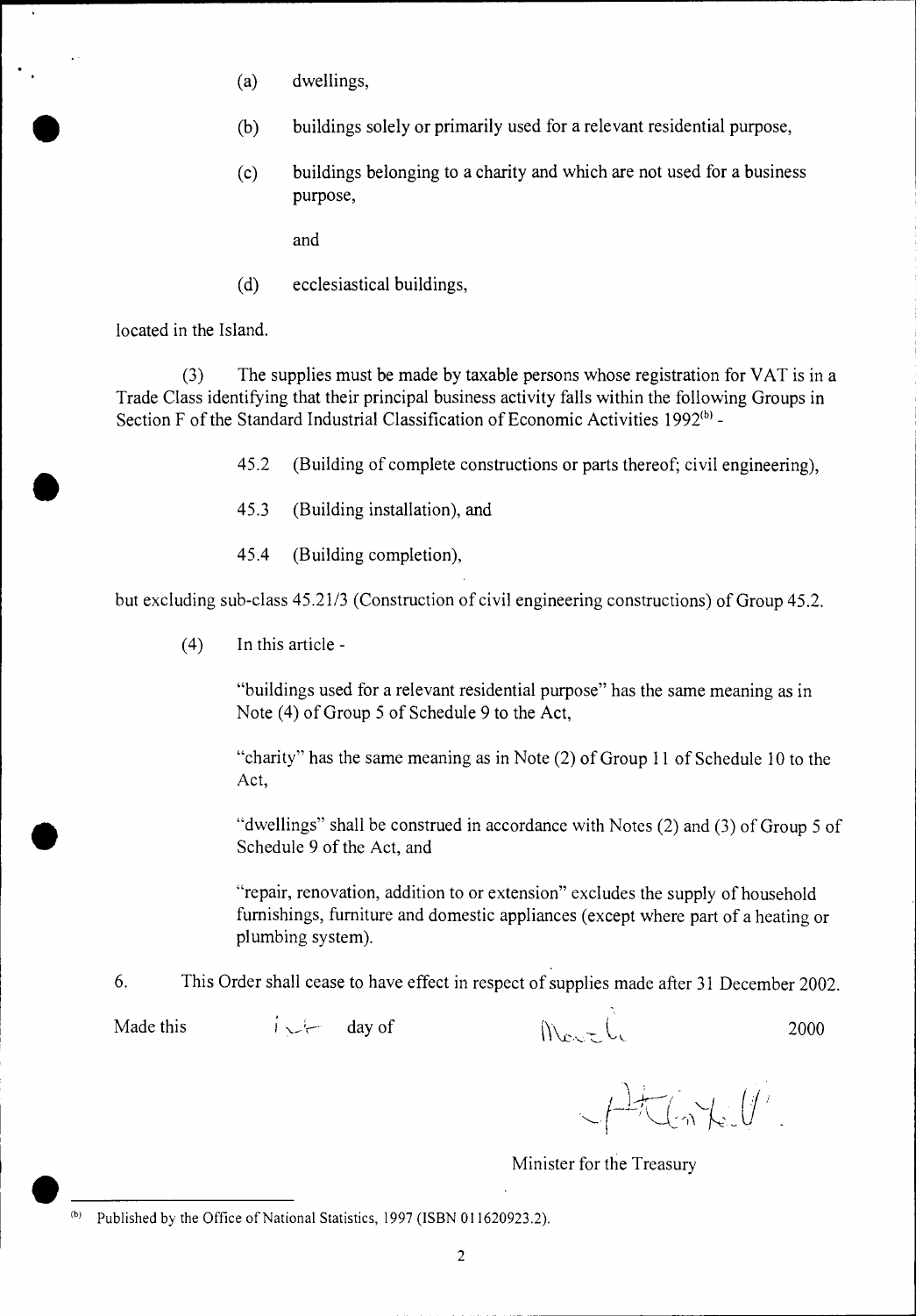(a) dwellings,

(b) buildings solely or primarily used for a relevant residential purpose,

(c) buildings belonging to a charity and which are not used for a business purpose,

and

(d) ecclesiastical buildings,

located in the Island.

(3) The supplies must be made by taxable persons whose registration for VAT is in a Trade Class identifying that their principal business activity falls within the following Groups in Section F of the Standard Industrial Classification of Economic Activities 1992[(b)] -

45.2 (Building of complete constructions or parts thereof; civil engineering),

45.3 (Building installation), and

45.4 (Building completion),

but excluding sub-class 45.21/3 (Construction of civil engineering constructions) of Group 45.2.

(4) In this article -

"buildings used for a relevant residential purpose" has the same meaning as in Note (4) of Group 5 of Schedule 9 to the Act,

"charity" has the same meaning as in Note (2) of Group 11 of Schedule 10 to the Act,

"dwellings" shall be construed in accordance with Notes (2) and (3) of Group 5 of Schedule 9 of the Act, and

"repair, renovation, addition to or extension" excludes the supply of household furnishings, furniture and domestic appliances (except where part of a heating or plumbing system).

6. This Order shall cease to have effect in respect of supplies made after 31 December 2002.

Made this 1st day of March 2000

Minister for the Treasury

---

(b) Published by the Office of National Statistics, 1997 (ISBN 011620923.2).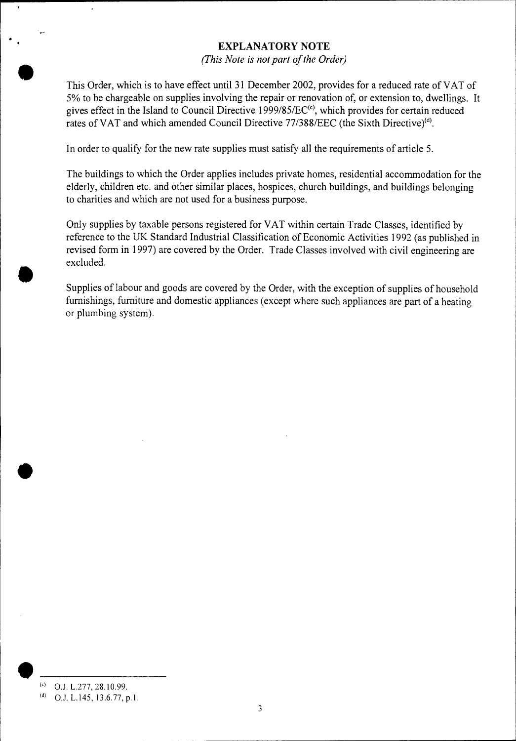## EXPLANATORY NOTE

*(This Note is not part of the Order)*

This Order, which is to have effect until 31 December 2002, provides for a reduced rate of VAT of 5% to be chargeable on supplies involving the repair or renovation of, or extension to, dwellings. It gives effect in the Island to Council Directive 1999/85/EC[c], which provides for certain reduced rates of VAT and which amended Council Directive 77/388/EEC (the Sixth Directive)[d].

In order to qualify for the new rate supplies must satisfy all the requirements of article 5.

The buildings to which the Order applies includes private homes, residential accommodation for the elderly, children etc. and other similar places, hospices, church buildings, and buildings belonging to charities and which are not used for a business purpose.

Only supplies by taxable persons registered for VAT within certain Trade Classes, identified by reference to the UK Standard Industrial Classification of Economic Activities 1992 (as published in revised form in 1997) are covered by the Order. Trade Classes involved with civil engineering are excluded.

Supplies of labour and goods are covered by the Order, with the exception of supplies of household furnishings, furniture and domestic appliances (except where such appliances are part of a heating or plumbing system).

---

[c] O.J. L.277, 28.10.99.

[d] O.J. L.145, 13.6.77, p.1.